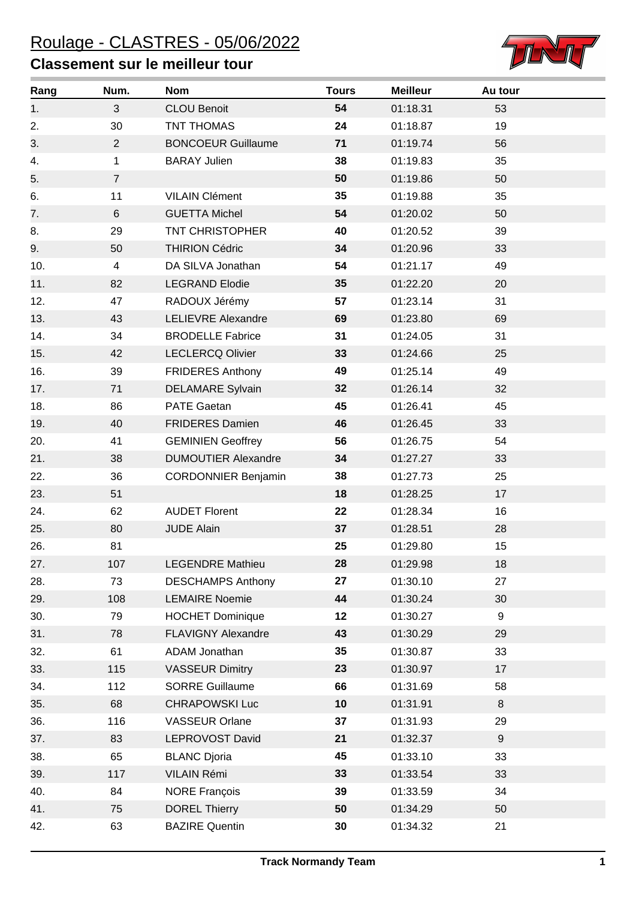# Roulage - CLASTRES - 05/06/2022

## Classement sur le meilleur tour

| Rang | Num. | Nom | Tours | Meilleur | Au tour |
|---|---|---|---|---|---|
| 1. | 3 | CLOU Benoit | **54** | 01:18.31 | 53 |
| 2. | 30 | TNT THOMAS | **24** | 01:18.87 | 19 |
| 3. | 2 | BONCOEUR Guillaume | **71** | 01:19.74 | 56 |
| 4. | 1 | BARAY Julien | **38** | 01:19.83 | 35 |
| 5. | 7 | | **50** | 01:19.86 | 50 |
| 6. | 11 | VILAIN Clément | **35** | 01:19.88 | 35 |
| 7. | 6 | GUETTA Michel | **54** | 01:20.02 | 50 |
| 8. | 29 | TNT CHRISTOPHER | **40** | 01:20.52 | 39 |
| 9. | 50 | THIRION Cédric | **34** | 01:20.96 | 33 |
| 10. | 4 | DA SILVA Jonathan | **54** | 01:21.17 | 49 |
| 11. | 82 | LEGRAND Elodie | **35** | 01:22.20 | 20 |
| 12. | 47 | RADOUX Jérémy | **57** | 01:23.14 | 31 |
| 13. | 43 | LELIEVRE Alexandre | **69** | 01:23.80 | 69 |
| 14. | 34 | BRODELLE Fabrice | **31** | 01:24.05 | 31 |
| 15. | 42 | LECLERCQ Olivier | **33** | 01:24.66 | 25 |
| 16. | 39 | FRIDERES Anthony | **49** | 01:25.14 | 49 |
| 17. | 71 | DELAMARE Sylvain | **32** | 01:26.14 | 32 |
| 18. | 86 | PATE Gaetan | **45** | 01:26.41 | 45 |
| 19. | 40 | FRIDERES Damien | **46** | 01:26.45 | 33 |
| 20. | 41 | GEMINIEN Geoffrey | **56** | 01:26.75 | 54 |
| 21. | 38 | DUMOUTIER Alexandre | **34** | 01:27.27 | 33 |
| 22. | 36 | CORDONNIER Benjamin | **38** | 01:27.73 | 25 |
| 23. | 51 | | **18** | 01:28.25 | 17 |
| 24. | 62 | AUDET Florent | **22** | 01:28.34 | 16 |
| 25. | 80 | JUDE Alain | **37** | 01:28.51 | 28 |
| 26. | 81 | | **25** | 01:29.80 | 15 |
| 27. | 107 | LEGENDRE Mathieu | **28** | 01:29.98 | 18 |
| 28. | 73 | DESCHAMPS Anthony | **27** | 01:30.10 | 27 |
| 29. | 108 | LEMAIRE Noemie | **44** | 01:30.24 | 30 |
| 30. | 79 | HOCHET Dominique | **12** | 01:30.27 | 9 |
| 31. | 78 | FLAVIGNY Alexandre | **43** | 01:30.29 | 29 |
| 32. | 61 | ADAM Jonathan | **35** | 01:30.87 | 33 |
| 33. | 115 | VASSEUR Dimitry | **23** | 01:30.97 | 17 |
| 34. | 112 | SORRE Guillaume | **66** | 01:31.69 | 58 |
| 35. | 68 | CHRAPOWSKI Luc | **10** | 01:31.91 | 8 |
| 36. | 116 | VASSEUR Orlane | **37** | 01:31.93 | 29 |
| 37. | 83 | LEPROVOST David | **21** | 01:32.37 | 9 |
| 38. | 65 | BLANC Djoria | **45** | 01:33.10 | 33 |
| 39. | 117 | VILAIN Rémi | **33** | 01:33.54 | 33 |
| 40. | 84 | NORE François | **39** | 01:33.59 | 34 |
| 41. | 75 | DOREL Thierry | **50** | 01:34.29 | 50 |
| 42. | 63 | BAZIRE Quentin | **30** | 01:34.32 | 21 |

**Track Normandy Team**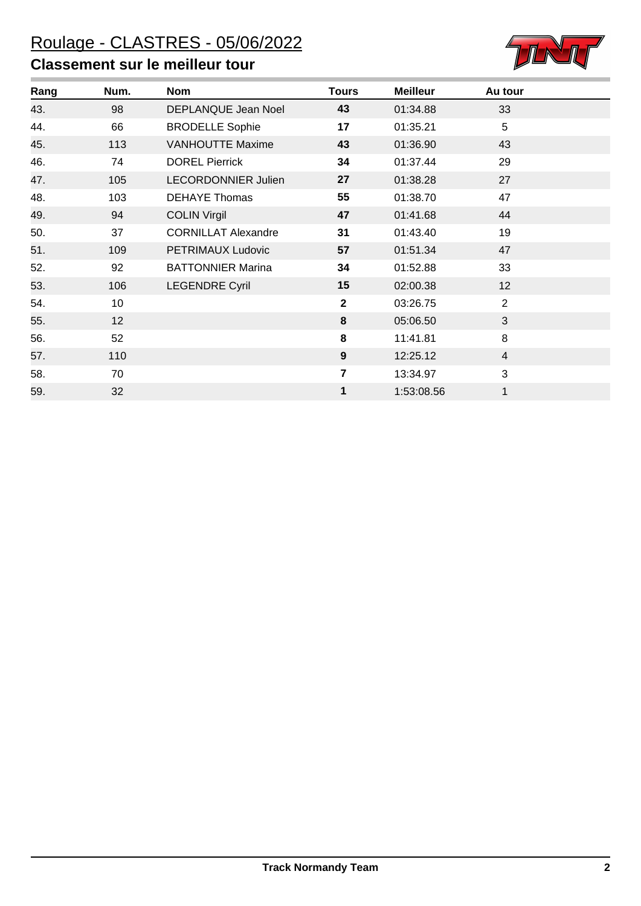# Roulage - CLASTRES - 05/06/2022

## Classement sur le meilleur tour

| Rang | Num. | Nom | Tours | Meilleur | Au tour |
|---|---|---|---|---|---|
| 43. | 98 | DEPLANQUE Jean Noel | **43** | 01:34.88 | 33 |
| 44. | 66 | BRODELLE Sophie | **17** | 01:35.21 | 5 |
| 45. | 113 | VANHOUTTE Maxime | **43** | 01:36.90 | 43 |
| 46. | 74 | DOREL Pierrick | **34** | 01:37.44 | 29 |
| 47. | 105 | LECORDONNIER Julien | **27** | 01:38.28 | 27 |
| 48. | 103 | DEHAYE Thomas | **55** | 01:38.70 | 47 |
| 49. | 94 | COLIN Virgil | **47** | 01:41.68 | 44 |
| 50. | 37 | CORNILLAT Alexandre | **31** | 01:43.40 | 19 |
| 51. | 109 | PETRIMAUX Ludovic | **57** | 01:51.34 | 47 |
| 52. | 92 | BATTONNIER Marina | **34** | 01:52.88 | 33 |
| 53. | 106 | LEGENDRE Cyril | **15** | 02:00.38 | 12 |
| 54. | 10 | | **2** | 03:26.75 | 2 |
| 55. | 12 | | **8** | 05:06.50 | 3 |
| 56. | 52 | | **8** | 11:41.81 | 8 |
| 57. | 110 | | **9** | 12:25.12 | 4 |
| 58. | 70 | | **7** | 13:34.97 | 3 |
| 59. | 32 | | **1** | 1:53:08.56 | 1 |

**Track Normandy Team**